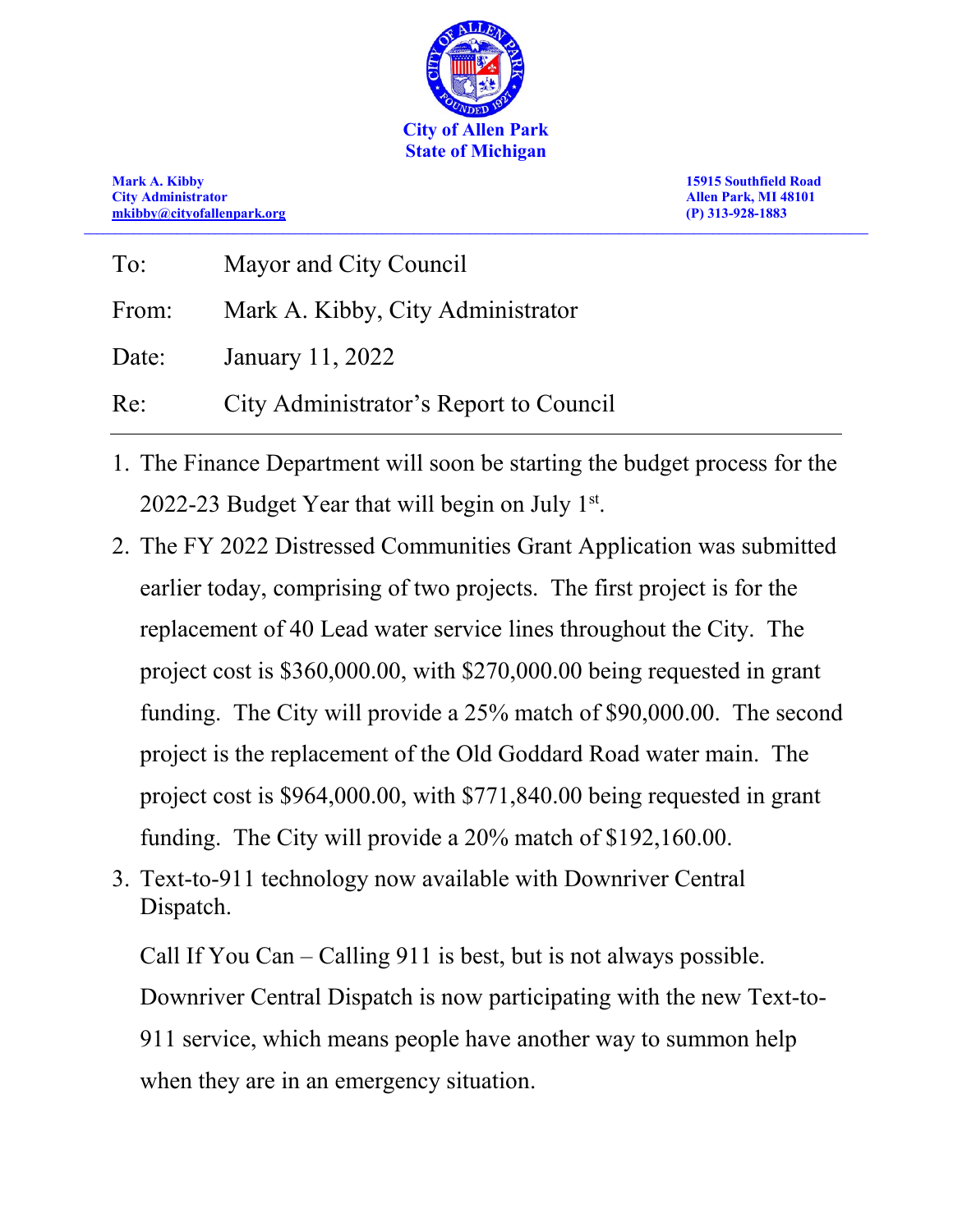**City of Allen Park**
**State of Michigan**

**Mark A. Kibby**
**City Administrator**
**mkibby@cityofallenpark.org**

**15915 Southfield Road**
**Allen Park, MI 48101**
**(P) 313-928-1883**

---

To: Mayor and City Council

From: Mark A. Kibby, City Administrator

Date: January 11, 2022

Re: City Administrator's Report to Council

---

1. The Finance Department will soon be starting the budget process for the 2022-23 Budget Year that will begin on July 1st.
2. The FY 2022 Distressed Communities Grant Application was submitted earlier today, comprising of two projects. The first project is for the replacement of 40 Lead water service lines throughout the City. The project cost is $360,000.00, with $270,000.00 being requested in grant funding. The City will provide a 25% match of $90,000.00. The second project is the replacement of the Old Goddard Road water main. The project cost is $964,000.00, with $771,840.00 being requested in grant funding. The City will provide a 20% match of $192,160.00.
3. Text-to-911 technology now available with Downriver Central Dispatch.

   Call If You Can – Calling 911 is best, but is not always possible. Downriver Central Dispatch is now participating with the new Text-to-911 service, which means people have another way to summon help when they are in an emergency situation.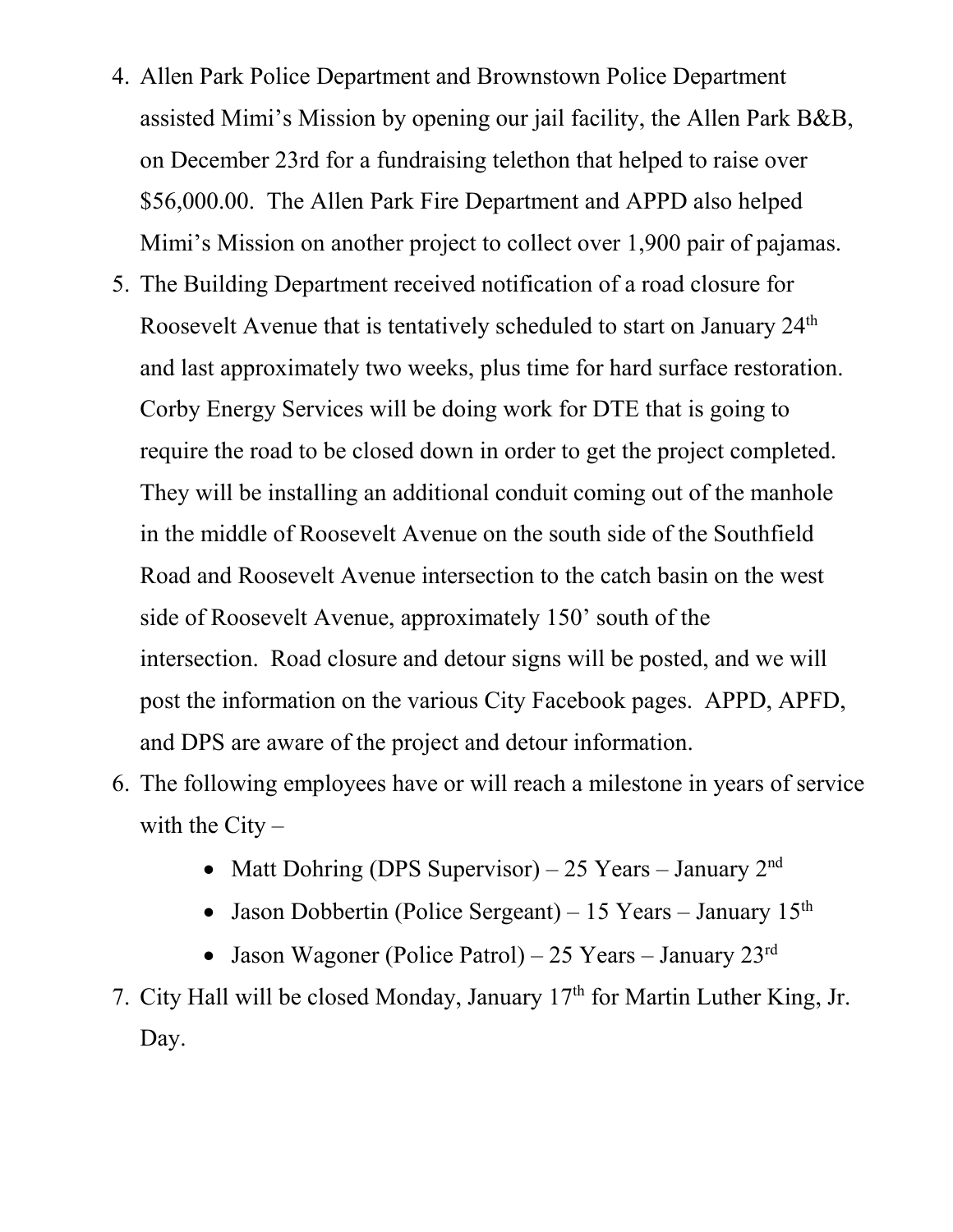4. Allen Park Police Department and Brownstown Police Department assisted Mimi's Mission by opening our jail facility, the Allen Park B&B, on December 23rd for a fundraising telethon that helped to raise over $56,000.00. The Allen Park Fire Department and APPD also helped Mimi's Mission on another project to collect over 1,900 pair of pajamas.
5. The Building Department received notification of a road closure for Roosevelt Avenue that is tentatively scheduled to start on January 24th and last approximately two weeks, plus time for hard surface restoration. Corby Energy Services will be doing work for DTE that is going to require the road to be closed down in order to get the project completed. They will be installing an additional conduit coming out of the manhole in the middle of Roosevelt Avenue on the south side of the Southfield Road and Roosevelt Avenue intersection to the catch basin on the west side of Roosevelt Avenue, approximately 150' south of the intersection. Road closure and detour signs will be posted, and we will post the information on the various City Facebook pages. APPD, APFD, and DPS are aware of the project and detour information.
6. The following employees have or will reach a milestone in years of service with the City –
   - Matt Dohring (DPS Supervisor) – 25 Years – January 2nd
   - Jason Dobbertin (Police Sergeant) – 15 Years – January 15th
   - Jason Wagoner (Police Patrol) – 25 Years – January 23rd
7. City Hall will be closed Monday, January 17th for Martin Luther King, Jr. Day.